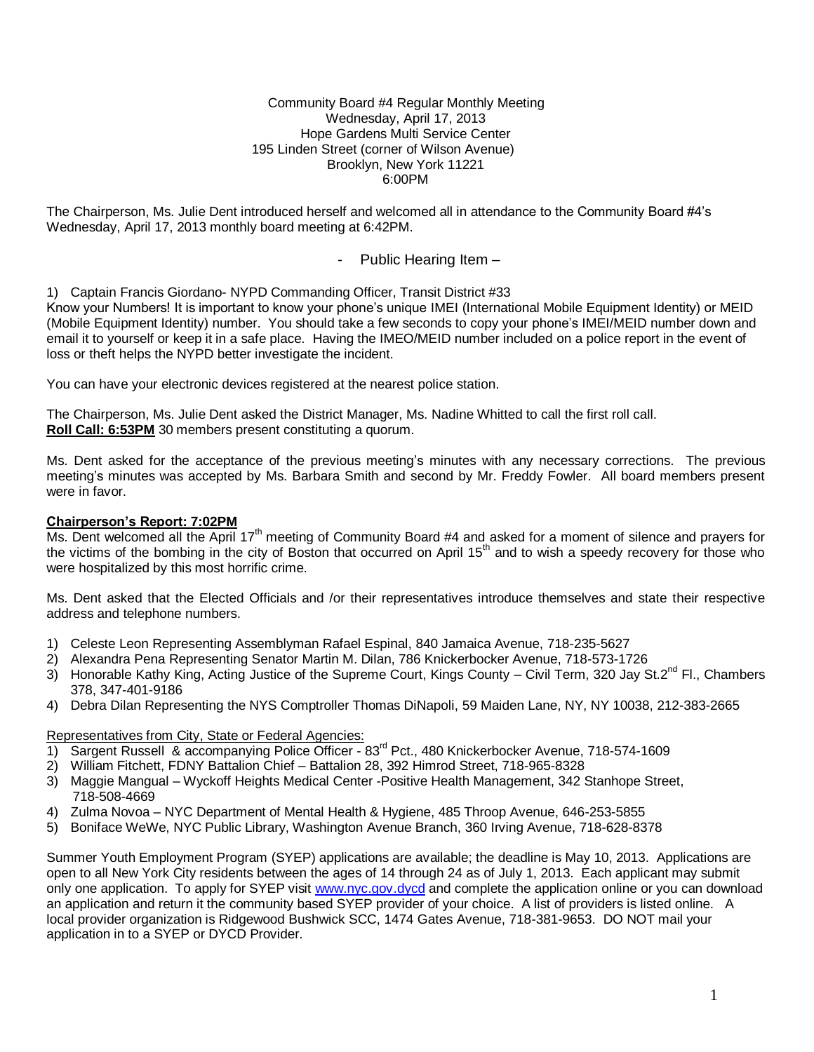Community Board #4 Regular Monthly Meeting
Wednesday, April 17, 2013
Hope Gardens Multi Service Center
195 Linden Street (corner of Wilson Avenue)
Brooklyn, New York 11221
6:00PM

The Chairperson, Ms. Julie Dent introduced herself and welcomed all in attendance to the Community Board #4's Wednesday, April 17, 2013 monthly board meeting at 6:42PM.

- Public Hearing Item –

1) Captain Francis Giordano- NYPD Commanding Officer, Transit District #33

Know your Numbers! It is important to know your phone's unique IMEI (International Mobile Equipment Identity) or MEID (Mobile Equipment Identity) number. You should take a few seconds to copy your phone's IMEI/MEID number down and email it to yourself or keep it in a safe place. Having the IMEO/MEID number included on a police report in the event of loss or theft helps the NYPD better investigate the incident.

You can have your electronic devices registered at the nearest police station.

The Chairperson, Ms. Julie Dent asked the District Manager, Ms. Nadine Whitted to call the first roll call.
**Roll Call: 6:53PM** 30 members present constituting a quorum.

Ms. Dent asked for the acceptance of the previous meeting's minutes with any necessary corrections. The previous meeting's minutes was accepted by Ms. Barbara Smith and second by Mr. Freddy Fowler. All board members present were in favor.

**Chairperson's Report: 7:02PM**

Ms. Dent welcomed all the April 17th meeting of Community Board #4 and asked for a moment of silence and prayers for the victims of the bombing in the city of Boston that occurred on April 15th and to wish a speedy recovery for those who were hospitalized by this most horrific crime.

Ms. Dent asked that the Elected Officials and /or their representatives introduce themselves and state their respective address and telephone numbers.

1) Celeste Leon Representing Assemblyman Rafael Espinal, 840 Jamaica Avenue, 718-235-5627
2) Alexandra Pena Representing Senator Martin M. Dilan, 786 Knickerbocker Avenue, 718-573-1726
3) Honorable Kathy King, Acting Justice of the Supreme Court, Kings County – Civil Term, 320 Jay St.2nd Fl., Chambers 378, 347-401-9186
4) Debra Dilan Representing the NYS Comptroller Thomas DiNapoli, 59 Maiden Lane, NY, NY 10038, 212-383-2665

Representatives from City, State or Federal Agencies:

1) Sargent Russell & accompanying Police Officer - 83rd Pct., 480 Knickerbocker Avenue, 718-574-1609
2) William Fitchett, FDNY Battalion Chief – Battalion 28, 392 Himrod Street, 718-965-8328
3) Maggie Mangual – Wyckoff Heights Medical Center -Positive Health Management, 342 Stanhope Street, 718-508-4669
4) Zulma Novoa – NYC Department of Mental Health & Hygiene, 485 Throop Avenue, 646-253-5855
5) Boniface WeWe, NYC Public Library, Washington Avenue Branch, 360 Irving Avenue, 718-628-8378

Summer Youth Employment Program (SYEP) applications are available; the deadline is May 10, 2013. Applications are open to all New York City residents between the ages of 14 through 24 as of July 1, 2013. Each applicant may submit only one application. To apply for SYEP visit www.nyc.gov.dycd and complete the application online or you can download an application and return it the community based SYEP provider of your choice. A list of providers is listed online. A local provider organization is Ridgewood Bushwick SCC, 1474 Gates Avenue, 718-381-9653. DO NOT mail your application in to a SYEP or DYCD Provider.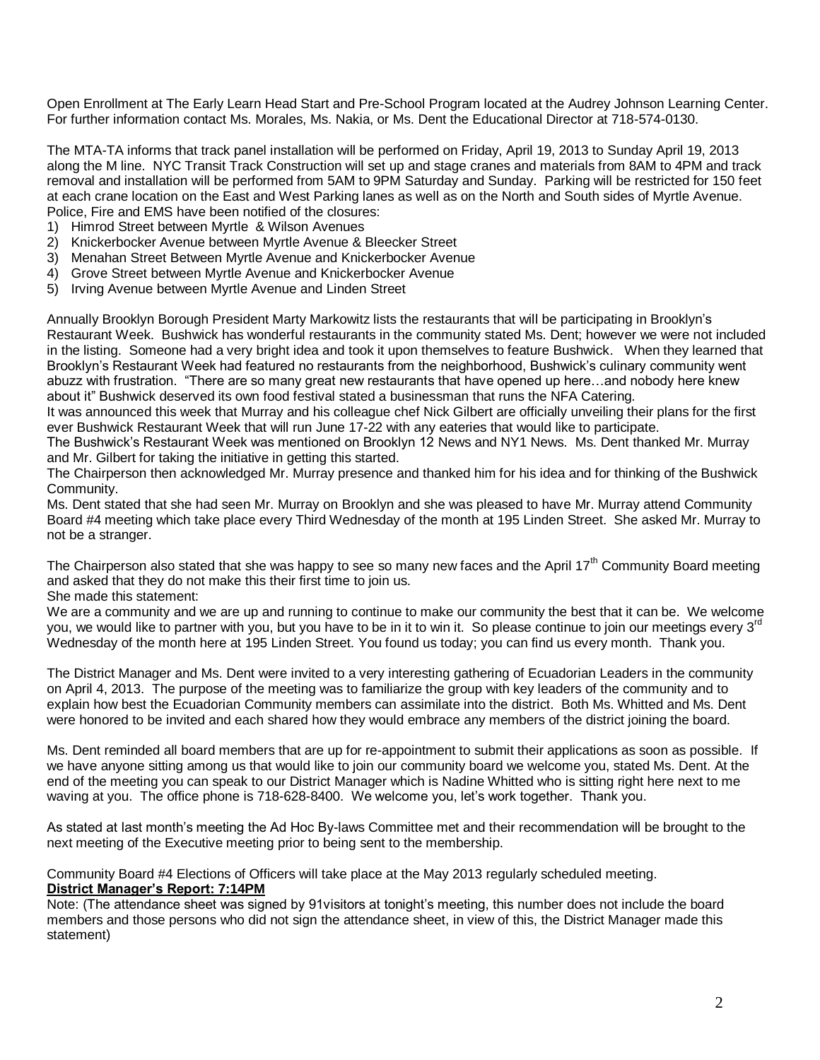Open Enrollment at The Early Learn Head Start and Pre-School Program located at the Audrey Johnson Learning Center. For further information contact Ms. Morales, Ms. Nakia, or Ms. Dent the Educational Director at 718-574-0130.

The MTA-TA informs that track panel installation will be performed on Friday, April 19, 2013 to Sunday April 19, 2013 along the M line. NYC Transit Track Construction will set up and stage cranes and materials from 8AM to 4PM and track removal and installation will be performed from 5AM to 9PM Saturday and Sunday. Parking will be restricted for 150 feet at each crane location on the East and West Parking lanes as well as on the North and South sides of Myrtle Avenue. Police, Fire and EMS have been notified of the closures:

1) Himrod Street between Myrtle & Wilson Avenues
2) Knickerbocker Avenue between Myrtle Avenue & Bleecker Street
3) Menahan Street Between Myrtle Avenue and Knickerbocker Avenue
4) Grove Street between Myrtle Avenue and Knickerbocker Avenue
5) Irving Avenue between Myrtle Avenue and Linden Street

Annually Brooklyn Borough President Marty Markowitz lists the restaurants that will be participating in Brooklyn's Restaurant Week. Bushwick has wonderful restaurants in the community stated Ms. Dent; however we were not included in the listing. Someone had a very bright idea and took it upon themselves to feature Bushwick. When they learned that Brooklyn's Restaurant Week had featured no restaurants from the neighborhood, Bushwick's culinary community went abuzz with frustration. "There are so many great new restaurants that have opened up here…and nobody here knew about it" Bushwick deserved its own food festival stated a businessman that runs the NFA Catering.
It was announced this week that Murray and his colleague chef Nick Gilbert are officially unveiling their plans for the first ever Bushwick Restaurant Week that will run June 17-22 with any eateries that would like to participate.
The Bushwick's Restaurant Week was mentioned on Brooklyn 12 News and NY1 News. Ms. Dent thanked Mr. Murray and Mr. Gilbert for taking the initiative in getting this started.
The Chairperson then acknowledged Mr. Murray presence and thanked him for his idea and for thinking of the Bushwick Community.
Ms. Dent stated that she had seen Mr. Murray on Brooklyn and she was pleased to have Mr. Murray attend Community Board #4 meeting which take place every Third Wednesday of the month at 195 Linden Street. She asked Mr. Murray to not be a stranger.

The Chairperson also stated that she was happy to see so many new faces and the April 17th Community Board meeting and asked that they do not make this their first time to join us.
She made this statement:
We are a community and we are up and running to continue to make our community the best that it can be. We welcome you, we would like to partner with you, but you have to be in it to win it. So please continue to join our meetings every 3rd Wednesday of the month here at 195 Linden Street. You found us today; you can find us every month. Thank you.

The District Manager and Ms. Dent were invited to a very interesting gathering of Ecuadorian Leaders in the community on April 4, 2013. The purpose of the meeting was to familiarize the group with key leaders of the community and to explain how best the Ecuadorian Community members can assimilate into the district. Both Ms. Whitted and Ms. Dent were honored to be invited and each shared how they would embrace any members of the district joining the board.

Ms. Dent reminded all board members that are up for re-appointment to submit their applications as soon as possible. If we have anyone sitting among us that would like to join our community board we welcome you, stated Ms. Dent. At the end of the meeting you can speak to our District Manager which is Nadine Whitted who is sitting right here next to me waving at you. The office phone is 718-628-8400. We welcome you, let's work together. Thank you.

As stated at last month's meeting the Ad Hoc By-laws Committee met and their recommendation will be brought to the next meeting of the Executive meeting prior to being sent to the membership.

Community Board #4 Elections of Officers will take place at the May 2013 regularly scheduled meeting.

**District Manager's Report: 7:14PM**

Note: (The attendance sheet was signed by 91visitors at tonight's meeting, this number does not include the board members and those persons who did not sign the attendance sheet, in view of this, the District Manager made this statement)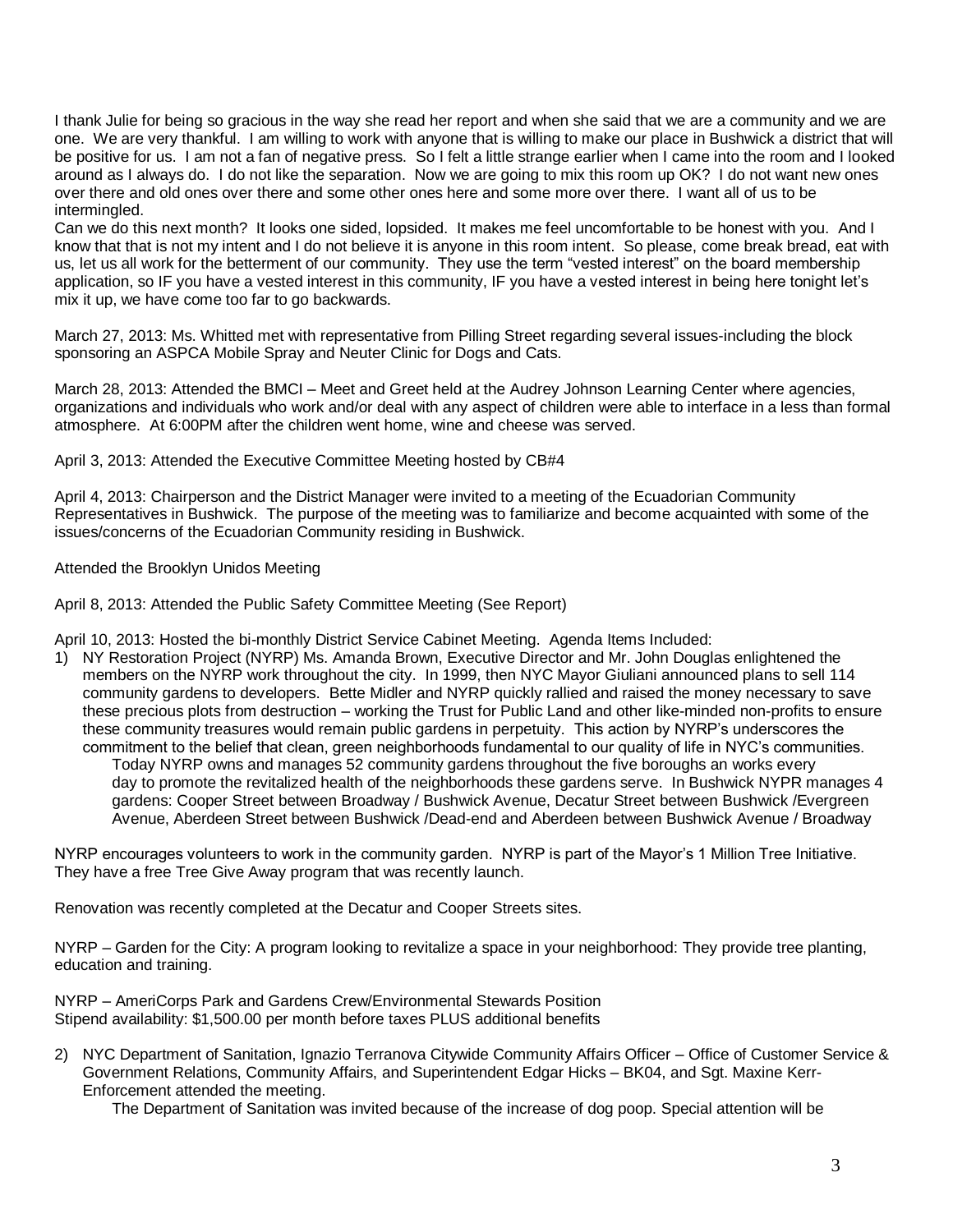I thank Julie for being so gracious in the way she read her report and when she said that we are a community and we are one. We are very thankful. I am willing to work with anyone that is willing to make our place in Bushwick a district that will be positive for us. I am not a fan of negative press. So I felt a little strange earlier when I came into the room and I looked around as I always do. I do not like the separation. Now we are going to mix this room up OK? I do not want new ones over there and old ones over there and some other ones here and some more over there. I want all of us to be intermingled.
Can we do this next month? It looks one sided, lopsided. It makes me feel uncomfortable to be honest with you. And I know that that is not my intent and I do not believe it is anyone in this room intent. So please, come break bread, eat with us, let us all work for the betterment of our community. They use the term "vested interest" on the board membership application, so IF you have a vested interest in this community, IF you have a vested interest in being here tonight let's mix it up, we have come too far to go backwards.

March 27, 2013: Ms. Whitted met with representative from Pilling Street regarding several issues-including the block sponsoring an ASPCA Mobile Spray and Neuter Clinic for Dogs and Cats.

March 28, 2013: Attended the BMCI – Meet and Greet held at the Audrey Johnson Learning Center where agencies, organizations and individuals who work and/or deal with any aspect of children were able to interface in a less than formal atmosphere. At 6:00PM after the children went home, wine and cheese was served.

April 3, 2013: Attended the Executive Committee Meeting hosted by CB#4

April 4, 2013: Chairperson and the District Manager were invited to a meeting of the Ecuadorian Community Representatives in Bushwick. The purpose of the meeting was to familiarize and become acquainted with some of the issues/concerns of the Ecuadorian Community residing in Bushwick.

Attended the Brooklyn Unidos Meeting

April 8, 2013: Attended the Public Safety Committee Meeting (See Report)

April 10, 2013: Hosted the bi-monthly District Service Cabinet Meeting. Agenda Items Included:

1) NY Restoration Project (NYRP) Ms. Amanda Brown, Executive Director and Mr. John Douglas enlightened the members on the NYRP work throughout the city. In 1999, then NYC Mayor Giuliani announced plans to sell 114 community gardens to developers. Bette Midler and NYRP quickly rallied and raised the money necessary to save these precious plots from destruction – working the Trust for Public Land and other like-minded non-profits to ensure these community treasures would remain public gardens in perpetuity. This action by NYRP's underscores the commitment to the belief that clean, green neighborhoods fundamental to our quality of life in NYC's communities.
   Today NYRP owns and manages 52 community gardens throughout the five boroughs an works every day to promote the revitalized health of the neighborhoods these gardens serve. In Bushwick NYPR manages 4 gardens: Cooper Street between Broadway / Bushwick Avenue, Decatur Street between Bushwick /Evergreen Avenue, Aberdeen Street between Bushwick /Dead-end and Aberdeen between Bushwick Avenue / Broadway

NYRP encourages volunteers to work in the community garden. NYRP is part of the Mayor's 1 Million Tree Initiative. They have a free Tree Give Away program that was recently launch.

Renovation was recently completed at the Decatur and Cooper Streets sites.

NYRP – Garden for the City: A program looking to revitalize a space in your neighborhood: They provide tree planting, education and training.

NYRP – AmeriCorps Park and Gardens Crew/Environmental Stewards Position
Stipend availability: $1,500.00 per month before taxes PLUS additional benefits

2) NYC Department of Sanitation, Ignazio Terranova Citywide Community Affairs Officer – Office of Customer Service & Government Relations, Community Affairs, and Superintendent Edgar Hicks – BK04, and Sgt. Maxine Kerr-Enforcement attended the meeting.
   The Department of Sanitation was invited because of the increase of dog poop. Special attention will be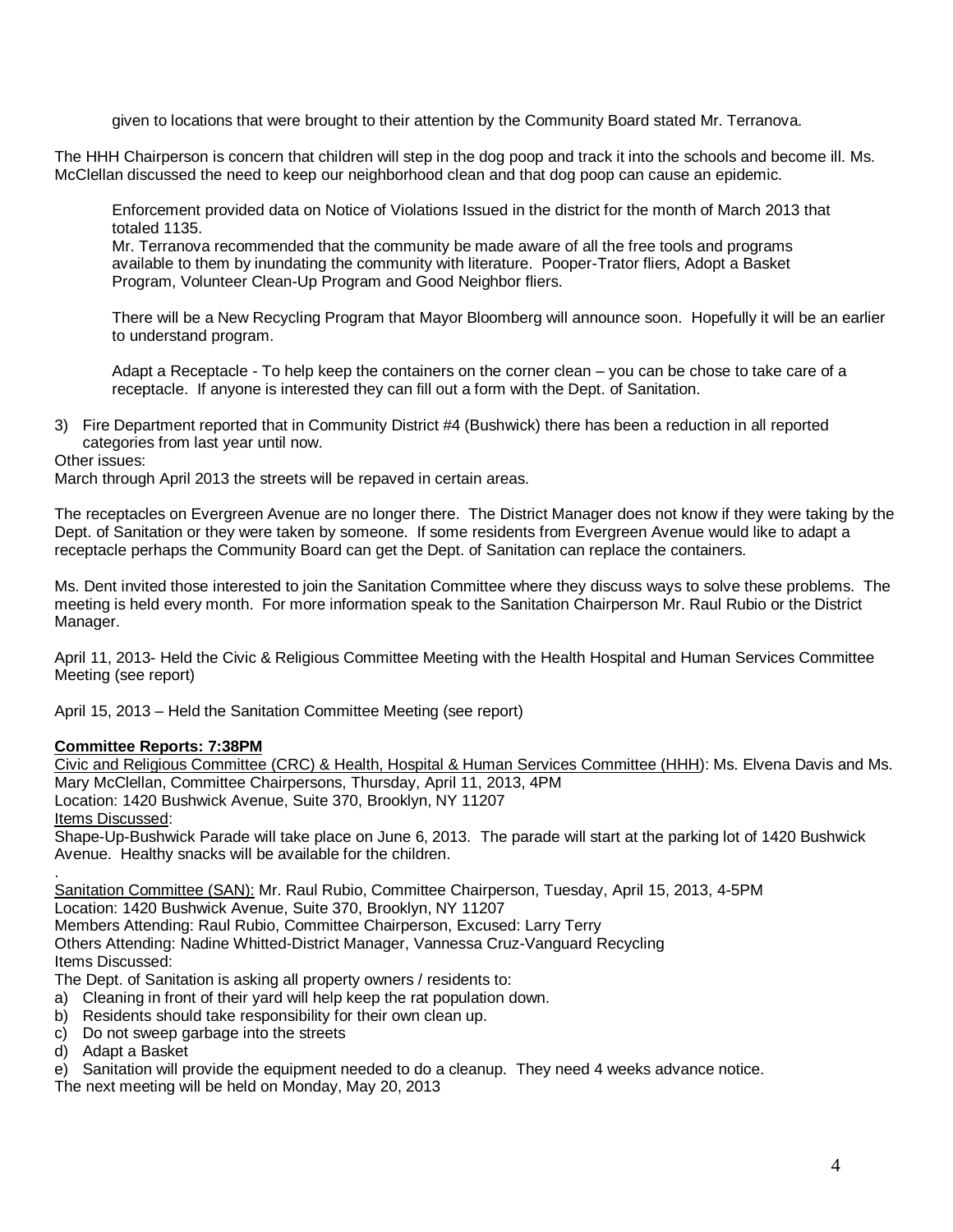given to locations that were brought to their attention by the Community Board stated Mr. Terranova.

The HHH Chairperson is concern that children will step in the dog poop and track it into the schools and become ill. Ms. McClellan discussed the need to keep our neighborhood clean and that dog poop can cause an epidemic.

Enforcement provided data on Notice of Violations Issued in the district for the month of March 2013 that totaled 1135.
Mr. Terranova recommended that the community be made aware of all the free tools and programs available to them by inundating the community with literature. Pooper-Trator fliers, Adopt a Basket Program, Volunteer Clean-Up Program and Good Neighbor fliers.

There will be a New Recycling Program that Mayor Bloomberg will announce soon. Hopefully it will be an earlier to understand program.

Adapt a Receptacle - To help keep the containers on the corner clean – you can be chose to take care of a receptacle. If anyone is interested they can fill out a form with the Dept. of Sanitation.

3) Fire Department reported that in Community District #4 (Bushwick) there has been a reduction in all reported categories from last year until now.

Other issues:
March through April 2013 the streets will be repaved in certain areas.

The receptacles on Evergreen Avenue are no longer there. The District Manager does not know if they were taking by the Dept. of Sanitation or they were taken by someone. If some residents from Evergreen Avenue would like to adapt a receptacle perhaps the Community Board can get the Dept. of Sanitation can replace the containers.

Ms. Dent invited those interested to join the Sanitation Committee where they discuss ways to solve these problems. The meeting is held every month. For more information speak to the Sanitation Chairperson Mr. Raul Rubio or the District Manager.

April 11, 2013- Held the Civic & Religious Committee Meeting with the Health Hospital and Human Services Committee Meeting (see report)

April 15, 2013 – Held the Sanitation Committee Meeting (see report)

**Committee Reports: 7:38PM**

Civic and Religious Committee (CRC) & Health, Hospital & Human Services Committee (HHH): Ms. Elvena Davis and Ms. Mary McClellan, Committee Chairpersons, Thursday, April 11, 2013, 4PM
Location: 1420 Bushwick Avenue, Suite 370, Brooklyn, NY 11207
Items Discussed:
Shape-Up-Bushwick Parade will take place on June 6, 2013. The parade will start at the parking lot of 1420 Bushwick Avenue. Healthy snacks will be available for the children.

.
Sanitation Committee (SAN): Mr. Raul Rubio, Committee Chairperson, Tuesday, April 15, 2013, 4-5PM
Location: 1420 Bushwick Avenue, Suite 370, Brooklyn, NY 11207
Members Attending: Raul Rubio, Committee Chairperson, Excused: Larry Terry
Others Attending: Nadine Whitted-District Manager, Vannessa Cruz-Vanguard Recycling
Items Discussed:
The Dept. of Sanitation is asking all property owners / residents to:

a) Cleaning in front of their yard will help keep the rat population down.
b) Residents should take responsibility for their own clean up.
c) Do not sweep garbage into the streets
d) Adapt a Basket
e) Sanitation will provide the equipment needed to do a cleanup. They need 4 weeks advance notice.

The next meeting will be held on Monday, May 20, 2013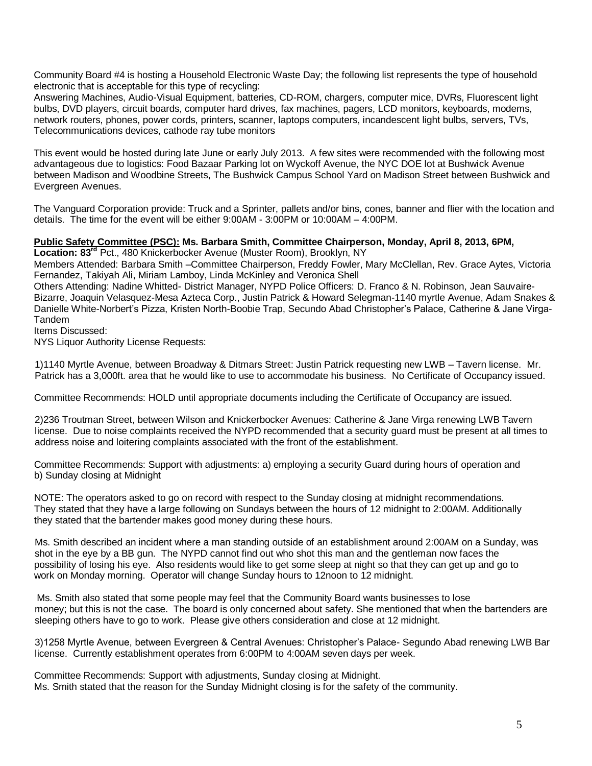Community Board #4 is hosting a Household Electronic Waste Day; the following list represents the type of household electronic that is acceptable for this type of recycling:
Answering Machines, Audio-Visual Equipment, batteries, CD-ROM, chargers, computer mice, DVRs, Fluorescent light bulbs, DVD players, circuit boards, computer hard drives, fax machines, pagers, LCD monitors, keyboards, modems, network routers, phones, power cords, printers, scanner, laptops computers, incandescent light bulbs, servers, TVs, Telecommunications devices, cathode ray tube monitors

This event would be hosted during late June or early July 2013. A few sites were recommended with the following most advantageous due to logistics: Food Bazaar Parking lot on Wyckoff Avenue, the NYC DOE lot at Bushwick Avenue between Madison and Woodbine Streets, The Bushwick Campus School Yard on Madison Street between Bushwick and Evergreen Avenues.

The Vanguard Corporation provide: Truck and a Sprinter, pallets and/or bins, cones, banner and flier with the location and details. The time for the event will be either 9:00AM - 3:00PM or 10:00AM – 4:00PM.

**Public Safety Committee (PSC): Ms. Barbara Smith, Committee Chairperson, Monday, April 8, 2013, 6PM, Location: 83rd** Pct., 480 Knickerbocker Avenue (Muster Room), Brooklyn, NY
Members Attended: Barbara Smith –Committee Chairperson, Freddy Fowler, Mary McClellan, Rev. Grace Aytes, Victoria Fernandez, Takiyah Ali, Miriam Lamboy, Linda McKinley and Veronica Shell
Others Attending: Nadine Whitted- District Manager, NYPD Police Officers: D. Franco & N. Robinson, Jean Sauvaire-Bizarre, Joaquin Velasquez-Mesa Azteca Corp., Justin Patrick & Howard Selegman-1140 myrtle Avenue, Adam Snakes & Danielle White-Norbert's Pizza, Kristen North-Boobie Trap, Secundo Abad Christopher's Palace, Catherine & Jane Virga-Tandem
Items Discussed:
NYS Liquor Authority License Requests:

1)1140 Myrtle Avenue, between Broadway & Ditmars Street: Justin Patrick requesting new LWB – Tavern license. Mr. Patrick has a 3,000ft. area that he would like to use to accommodate his business. No Certificate of Occupancy issued.

Committee Recommends: HOLD until appropriate documents including the Certificate of Occupancy are issued.

2)236 Troutman Street, between Wilson and Knickerbocker Avenues: Catherine & Jane Virga renewing LWB Tavern license. Due to noise complaints received the NYPD recommended that a security guard must be present at all times to address noise and loitering complaints associated with the front of the establishment.

Committee Recommends: Support with adjustments: a) employing a security Guard during hours of operation and b) Sunday closing at Midnight

NOTE: The operators asked to go on record with respect to the Sunday closing at midnight recommendations. They stated that they have a large following on Sundays between the hours of 12 midnight to 2:00AM. Additionally they stated that the bartender makes good money during these hours.

Ms. Smith described an incident where a man standing outside of an establishment around 2:00AM on a Sunday, was shot in the eye by a BB gun. The NYPD cannot find out who shot this man and the gentleman now faces the possibility of losing his eye. Also residents would like to get some sleep at night so that they can get up and go to work on Monday morning. Operator will change Sunday hours to 12noon to 12 midnight.

Ms. Smith also stated that some people may feel that the Community Board wants businesses to lose money; but this is not the case. The board is only concerned about safety. She mentioned that when the bartenders are sleeping others have to go to work. Please give others consideration and close at 12 midnight.

3)1258 Myrtle Avenue, between Evergreen & Central Avenues: Christopher's Palace- Segundo Abad renewing LWB Bar license. Currently establishment operates from 6:00PM to 4:00AM seven days per week.

Committee Recommends: Support with adjustments, Sunday closing at Midnight.
Ms. Smith stated that the reason for the Sunday Midnight closing is for the safety of the community.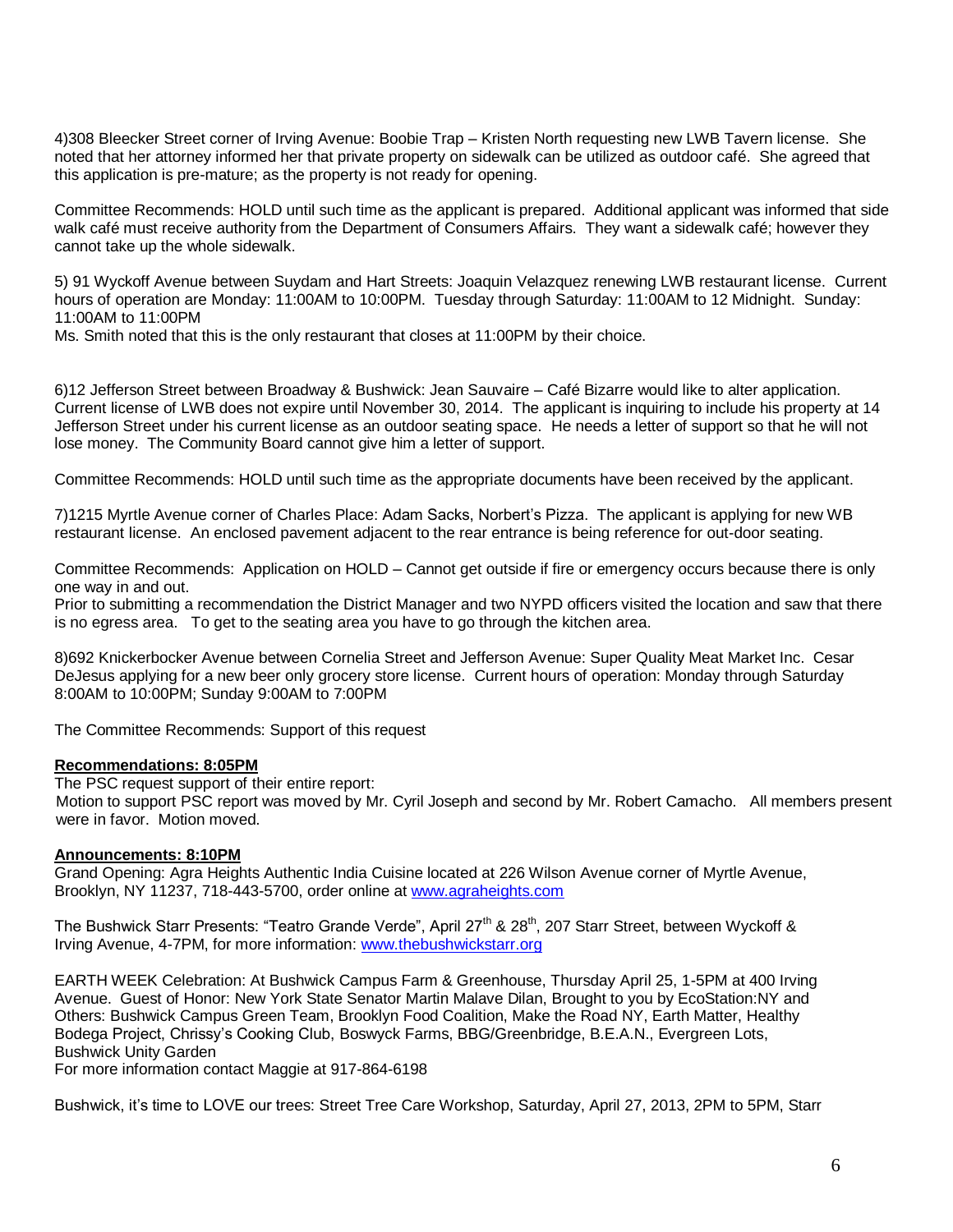4)308 Bleecker Street corner of Irving Avenue: Boobie Trap – Kristen North requesting new LWB Tavern license. She noted that her attorney informed her that private property on sidewalk can be utilized as outdoor café. She agreed that this application is pre-mature; as the property is not ready for opening.

Committee Recommends: HOLD until such time as the applicant is prepared. Additional applicant was informed that side walk café must receive authority from the Department of Consumers Affairs. They want a sidewalk café; however they cannot take up the whole sidewalk.

5) 91 Wyckoff Avenue between Suydam and Hart Streets: Joaquin Velazquez renewing LWB restaurant license. Current hours of operation are Monday: 11:00AM to 10:00PM. Tuesday through Saturday: 11:00AM to 12 Midnight. Sunday: 11:00AM to 11:00PM
Ms. Smith noted that this is the only restaurant that closes at 11:00PM by their choice.

6)12 Jefferson Street between Broadway & Bushwick: Jean Sauvaire – Café Bizarre would like to alter application. Current license of LWB does not expire until November 30, 2014. The applicant is inquiring to include his property at 14 Jefferson Street under his current license as an outdoor seating space. He needs a letter of support so that he will not lose money. The Community Board cannot give him a letter of support.

Committee Recommends: HOLD until such time as the appropriate documents have been received by the applicant.

7)1215 Myrtle Avenue corner of Charles Place: Adam Sacks, Norbert's Pizza. The applicant is applying for new WB restaurant license. An enclosed pavement adjacent to the rear entrance is being reference for out-door seating.

Committee Recommends: Application on HOLD – Cannot get outside if fire or emergency occurs because there is only one way in and out.
Prior to submitting a recommendation the District Manager and two NYPD officers visited the location and saw that there is no egress area. To get to the seating area you have to go through the kitchen area.

8)692 Knickerbocker Avenue between Cornelia Street and Jefferson Avenue: Super Quality Meat Market Inc. Cesar DeJesus applying for a new beer only grocery store license. Current hours of operation: Monday through Saturday 8:00AM to 10:00PM; Sunday 9:00AM to 7:00PM

The Committee Recommends: Support of this request

**Recommendations: 8:05PM**
The PSC request support of their entire report:
Motion to support PSC report was moved by Mr. Cyril Joseph and second by Mr. Robert Camacho. All members present were in favor. Motion moved.

**Announcements: 8:10PM**
Grand Opening: Agra Heights Authentic India Cuisine located at 226 Wilson Avenue corner of Myrtle Avenue, Brooklyn, NY 11237, 718-443-5700, order online at www.agraheights.com

The Bushwick Starr Presents: "Teatro Grande Verde", April 27th & 28th, 207 Starr Street, between Wyckoff & Irving Avenue, 4-7PM, for more information: www.thebushwickstarr.org

EARTH WEEK Celebration: At Bushwick Campus Farm & Greenhouse, Thursday April 25, 1-5PM at 400 Irving Avenue. Guest of Honor: New York State Senator Martin Malave Dilan, Brought to you by EcoStation:NY and Others: Bushwick Campus Green Team, Brooklyn Food Coalition, Make the Road NY, Earth Matter, Healthy Bodega Project, Chrissy's Cooking Club, Boswyck Farms, BBG/Greenbridge, B.E.A.N., Evergreen Lots, Bushwick Unity Garden
For more information contact Maggie at 917-864-6198

Bushwick, it's time to LOVE our trees: Street Tree Care Workshop, Saturday, April 27, 2013, 2PM to 5PM, Starr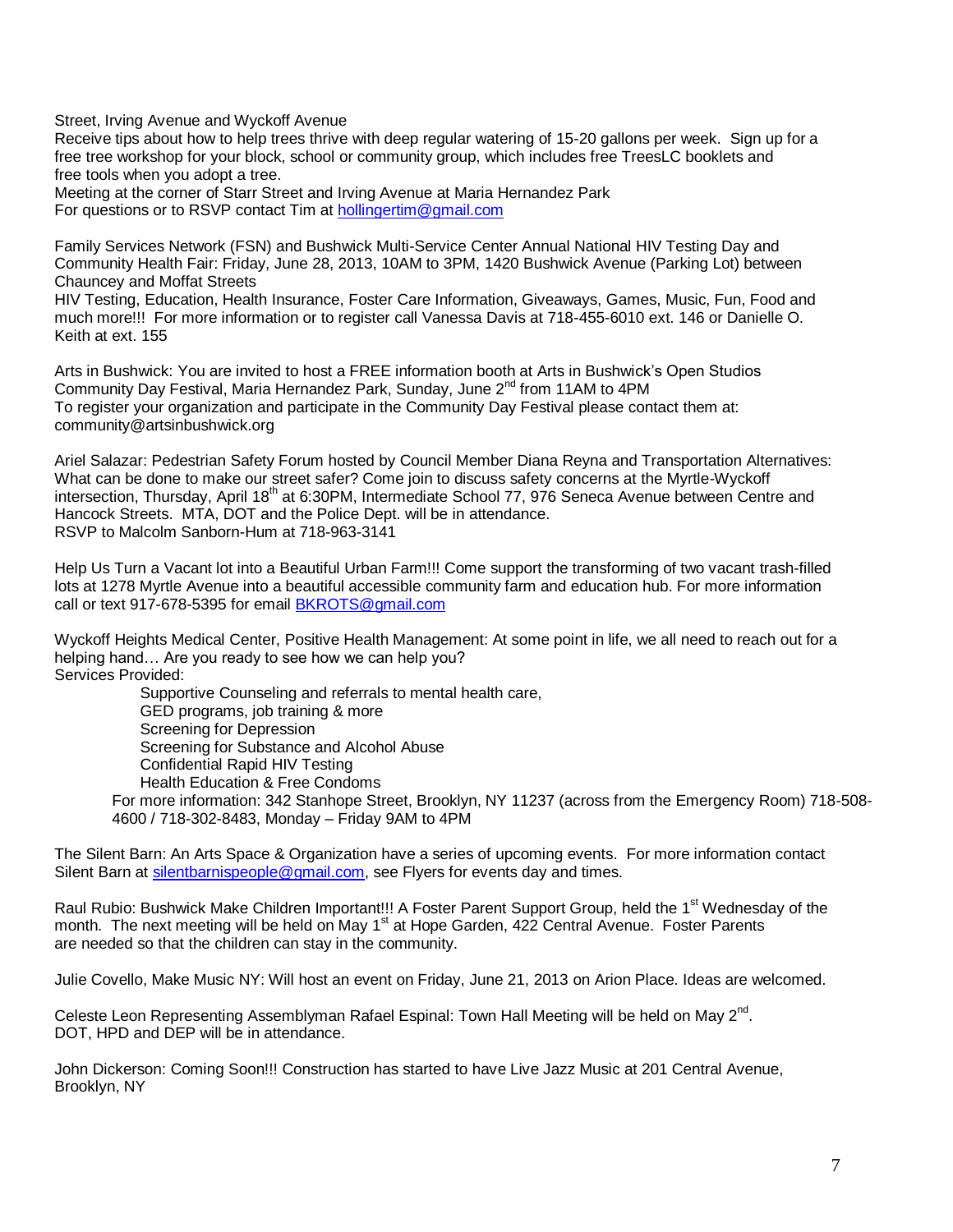Street, Irving Avenue and Wyckoff Avenue
Receive tips about how to help trees thrive with deep regular watering of 15-20 gallons per week. Sign up for a free tree workshop for your block, school or community group, which includes free TreesLC booklets and free tools when you adopt a tree.
Meeting at the corner of Starr Street and Irving Avenue at Maria Hernandez Park
For questions or to RSVP contact Tim at hollingertim@gmail.com

Family Services Network (FSN) and Bushwick Multi-Service Center Annual National HIV Testing Day and Community Health Fair: Friday, June 28, 2013, 10AM to 3PM, 1420 Bushwick Avenue (Parking Lot) between Chauncey and Moffat Streets
HIV Testing, Education, Health Insurance, Foster Care Information, Giveaways, Games, Music, Fun, Food and much more!!! For more information or to register call Vanessa Davis at 718-455-6010 ext. 146 or Danielle O. Keith at ext. 155

Arts in Bushwick: You are invited to host a FREE information booth at Arts in Bushwick's Open Studios Community Day Festival, Maria Hernandez Park, Sunday, June 2nd from 11AM to 4PM
To register your organization and participate in the Community Day Festival please contact them at: community@artsinbushwick.org

Ariel Salazar: Pedestrian Safety Forum hosted by Council Member Diana Reyna and Transportation Alternatives: What can be done to make our street safer? Come join to discuss safety concerns at the Myrtle-Wyckoff intersection, Thursday, April 18th at 6:30PM, Intermediate School 77, 976 Seneca Avenue between Centre and Hancock Streets. MTA, DOT and the Police Dept. will be in attendance.
RSVP to Malcolm Sanborn-Hum at 718-963-3141

Help Us Turn a Vacant lot into a Beautiful Urban Farm!!! Come support the transforming of two vacant trash-filled lots at 1278 Myrtle Avenue into a beautiful accessible community farm and education hub. For more information call or text 917-678-5395 for email BKROTS@gmail.com

Wyckoff Heights Medical Center, Positive Health Management: At some point in life, we all need to reach out for a helping hand… Are you ready to see how we can help you?
Services Provided:

- Supportive Counseling and referrals to mental health care,
- GED programs, job training & more
- Screening for Depression
- Screening for Substance and Alcohol Abuse
- Confidential Rapid HIV Testing
- Health Education & Free Condoms

For more information: 342 Stanhope Street, Brooklyn, NY 11237 (across from the Emergency Room) 718-508-4600 / 718-302-8483, Monday – Friday 9AM to 4PM

The Silent Barn: An Arts Space & Organization have a series of upcoming events. For more information contact Silent Barn at silentbarnispeople@gmail.com, see Flyers for events day and times.

Raul Rubio: Bushwick Make Children Important!!! A Foster Parent Support Group, held the 1st Wednesday of the month. The next meeting will be held on May 1st at Hope Garden, 422 Central Avenue. Foster Parents are needed so that the children can stay in the community.

Julie Covello, Make Music NY: Will host an event on Friday, June 21, 2013 on Arion Place. Ideas are welcomed.

Celeste Leon Representing Assemblyman Rafael Espinal: Town Hall Meeting will be held on May 2nd.
DOT, HPD and DEP will be in attendance.

John Dickerson: Coming Soon!!! Construction has started to have Live Jazz Music at 201 Central Avenue, Brooklyn, NY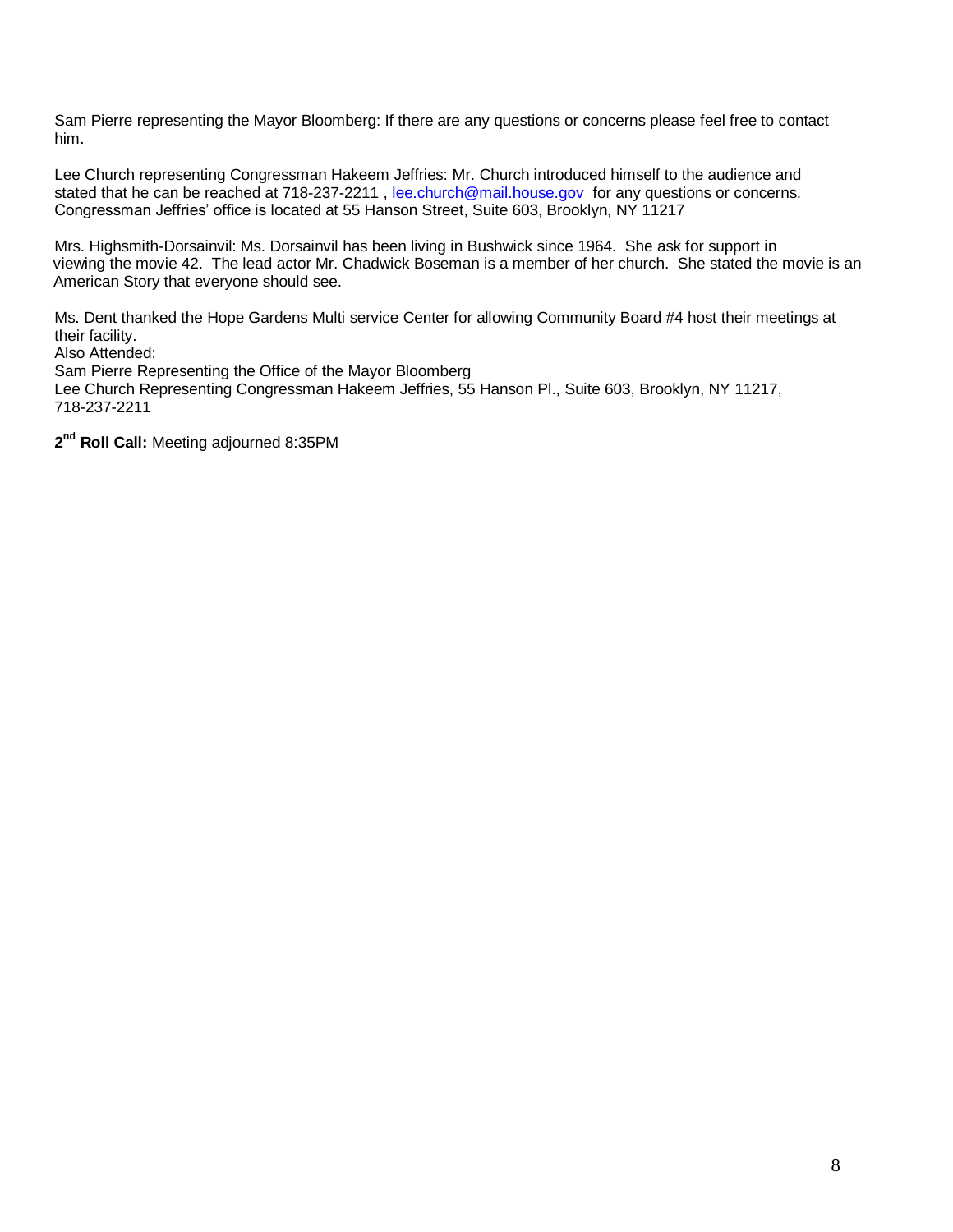Sam Pierre representing the Mayor Bloomberg: If there are any questions or concerns please feel free to contact him.

Lee Church representing Congressman Hakeem Jeffries: Mr. Church introduced himself to the audience and stated that he can be reached at 718-237-2211 , lee.church@mail.house.gov for any questions or concerns. Congressman Jeffries' office is located at 55 Hanson Street, Suite 603, Brooklyn, NY 11217

Mrs. Highsmith-Dorsainvil: Ms. Dorsainvil has been living in Bushwick since 1964. She ask for support in viewing the movie 42. The lead actor Mr. Chadwick Boseman is a member of her church. She stated the movie is an American Story that everyone should see.

Ms. Dent thanked the Hope Gardens Multi service Center for allowing Community Board #4 host their meetings at their facility.
Also Attended:
Sam Pierre Representing the Office of the Mayor Bloomberg
Lee Church Representing Congressman Hakeem Jeffries, 55 Hanson Pl., Suite 603, Brooklyn, NY 11217, 718-237-2211

**2nd Roll Call:** Meeting adjourned 8:35PM